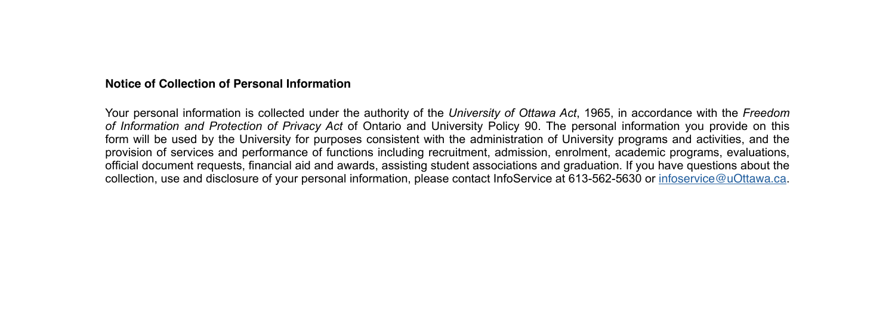**Notice of Collection of Personal Information**

Your personal information is collected under the authority of the *University of Ottawa Act*, 1965, in accordance with the *Freedom of Information and Protection of Privacy Act* of Ontario and University Policy 90. The personal information you provide on this form will be used by the University for purposes consistent with the administration of University programs and activities, and the provision of services and performance of functions including recruitment, admission, enrolment, academic programs, evaluations, official document requests, financial aid and awards, assisting student associations and graduation. If you have questions about the collection, use and disclosure of your personal information, please contact InfoService at 613-562-5630 or [infoservice@uOttawa.ca](mailto:infoservice@uOttawa.ca).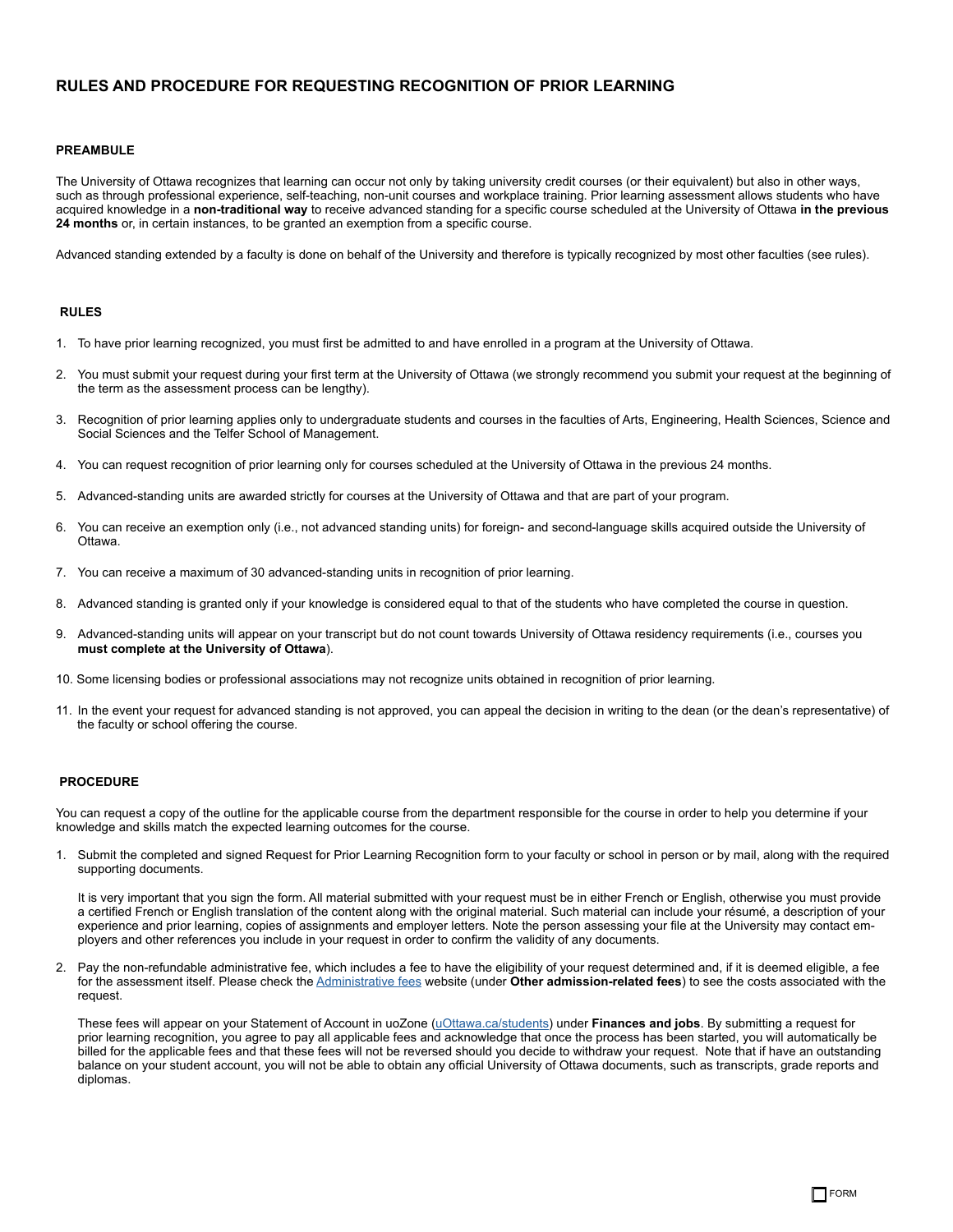# RULES AND PROCEDURE FOR REQUESTING RECOGNITION OF PRIOR LEARNING

## PREAMBULE

The University of Ottawa recognizes that learning can occur not only by taking university credit courses (or their equivalent) but also in other ways, such as through professional experience, self-teaching, non-unit courses and workplace training. Prior learning assessment allows students who have acquired knowledge in a **non-traditional way** to receive advanced standing for a specific course scheduled at the University of Ottawa **in the previous 24 months** or, in certain instances, to be granted an exemption from a specific course.

Advanced standing extended by a faculty is done on behalf of the University and therefore is typically recognized by most other faculties (see rules).

## RULES

1. To have prior learning recognized, you must first be admitted to and have enrolled in a program at the University of Ottawa.
2. You must submit your request during your first term at the University of Ottawa (we strongly recommend you submit your request at the beginning of the term as the assessment process can be lengthy).
3. Recognition of prior learning applies only to undergraduate students and courses in the faculties of Arts, Engineering, Health Sciences, Science and Social Sciences and the Telfer School of Management.
4. You can request recognition of prior learning only for courses scheduled at the University of Ottawa in the previous 24 months.
5. Advanced-standing units are awarded strictly for courses at the University of Ottawa and that are part of your program.
6. You can receive an exemption only (i.e., not advanced standing units) for foreign- and second-language skills acquired outside the University of Ottawa.
7. You can receive a maximum of 30 advanced-standing units in recognition of prior learning.
8. Advanced standing is granted only if your knowledge is considered equal to that of the students who have completed the course in question.
9. Advanced-standing units will appear on your transcript but do not count towards University of Ottawa residency requirements (i.e., courses you **must complete at the University of Ottawa**).
10. Some licensing bodies or professional associations may not recognize units obtained in recognition of prior learning.
11. In the event your request for advanced standing is not approved, you can appeal the decision in writing to the dean (or the dean's representative) of the faculty or school offering the course.

## PROCEDURE

You can request a copy of the outline for the applicable course from the department responsible for the course in order to help you determine if your knowledge and skills match the expected learning outcomes for the course.

1. Submit the completed and signed Request for Prior Learning Recognition form to your faculty or school in person or by mail, along with the required supporting documents.

   It is very important that you sign the form. All material submitted with your request must be in either French or English, otherwise you must provide a certified French or English translation of the content along with the original material. Such material can include your résumé, a description of your experience and prior learning, copies of assignments and employer letters. Note the person assessing your file at the University may contact employers and other references you include in your request in order to confirm the validity of any documents.

2. Pay the non-refundable administrative fee, which includes a fee to have the eligibility of your request determined and, if it is deemed eligible, a fee for the assessment itself. Please check the Administrative fees website (under **Other admission-related fees**) to see the costs associated with the request.

   These fees will appear on your Statement of Account in uoZone (uOttawa.ca/students) under **Finances and jobs**. By submitting a request for prior learning recognition, you agree to pay all applicable fees and acknowledge that once the process has been started, you will automatically be billed for the applicable fees and that these fees will not be reversed should you decide to withdraw your request. Note that if have an outstanding balance on your student account, you will not be able to obtain any official University of Ottawa documents, such as transcripts, grade reports and diplomas.

FORM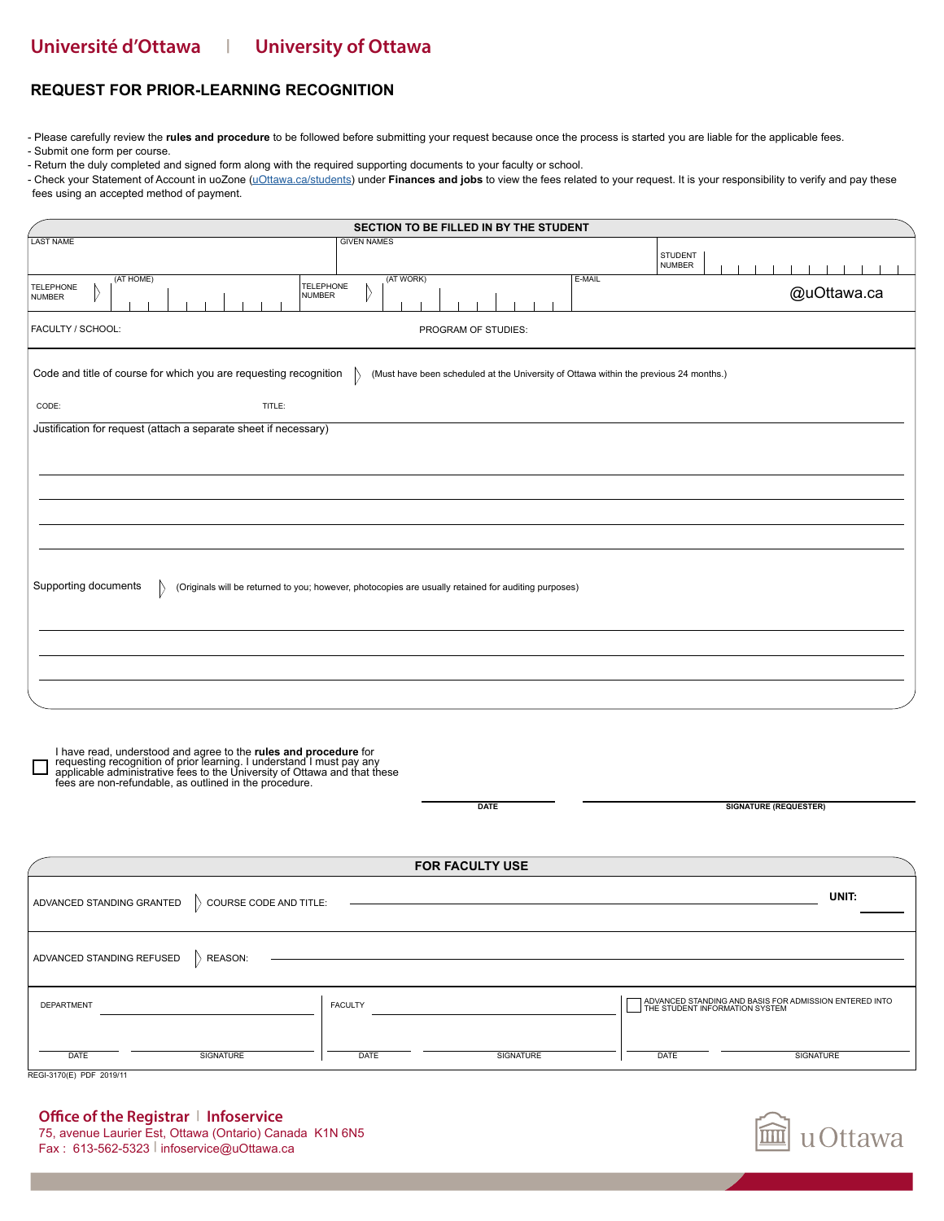Université d'Ottawa | University of Ottawa

# REQUEST FOR PRIOR-LEARNING RECOGNITION

- Please carefully review the **rules and procedure** to be followed before submitting your request because once the process is started you are liable for the applicable fees.
- Submit one form per course.
- Return the duly completed and signed form along with the required supporting documents to your faculty or school.
- Check your Statement of Account in uoZone (uOttawa.ca/students) under **Finances and jobs** to view the fees related to your request. It is your responsibility to verify and pay these fees using an accepted method of payment.

## SECTION TO BE FILLED IN BY THE STUDENT

| | | |
|---|---|---|
| LAST NAME | GIVEN NAMES | STUDENT NUMBER |
| TELEPHONE NUMBER (AT HOME) | TELEPHONE NUMBER (AT WORK) | E-MAIL @uOttawa.ca |
| FACULTY / SCHOOL: | PROGRAM OF STUDIES: | |

Code and title of course for which you are requesting recognition (Must have been scheduled at the University of Ottawa within the previous 24 months.)

CODE: TITLE:

Justification for request (attach a separate sheet if necessary)

Supporting documents (Originals will be returned to you; however, photocopies are usually retained for auditing purposes)

☐ I have read, understood and agree to the **rules and procedure** for requesting recognition of prior learning. I understand I must pay any applicable administrative fees to the University of Ottawa and that these fees are non-refundable, as outlined in the procedure.

DATE SIGNATURE (REQUESTER)

## FOR FACULTY USE

ADVANCED STANDING GRANTED COURSE CODE AND TITLE: UNIT:

ADVANCED STANDING REFUSED REASON:

| | | |
|---|---|---|
| DEPARTMENT | FACULTY | ☐ ADVANCED STANDING AND BASIS FOR ADMISSION ENTERED INTO THE STUDENT INFORMATION SYSTEM |
| DATE SIGNATURE | DATE SIGNATURE | DATE SIGNATURE |

REGI-3170(E) PDF 2019/11

**Office of the Registrar | Infoservice**
75, avenue Laurier Est, Ottawa (Ontario) Canada K1N 6N5
Fax : 613-562-5323 | infoservice@uOttawa.ca

uOttawa